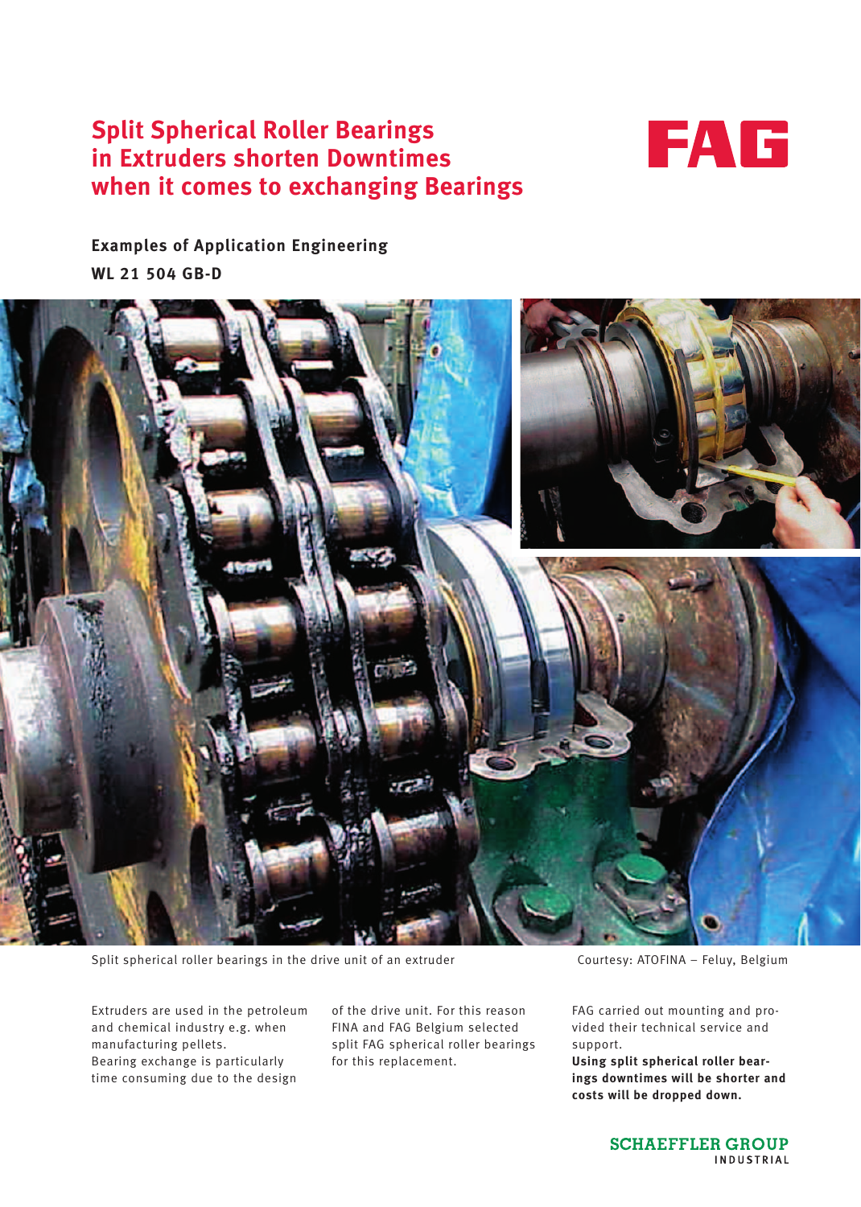# Split Spherical Roller Bearings in Extruders shorten Downtimes when it comes to exchanging Bearings

FAG

**Examples of Application Engineering**

**WL 21 504 GB-D**

Split spherical roller bearings in the drive unit of an extruder

Courtesy: ATOFINA – Feluy, Belgium

Extruders are used in the petroleum and chemical industry e.g. when manufacturing pellets.
Bearing exchange is particularly time consuming due to the design of the drive unit. For this reason FINA and FAG Belgium selected split FAG spherical roller bearings for this replacement.

FAG carried out mounting and provided their technical service and support.
**Using split spherical roller bearings downtimes will be shorter and costs will be dropped down.**

SCHAEFFLER GROUP
INDUSTRIAL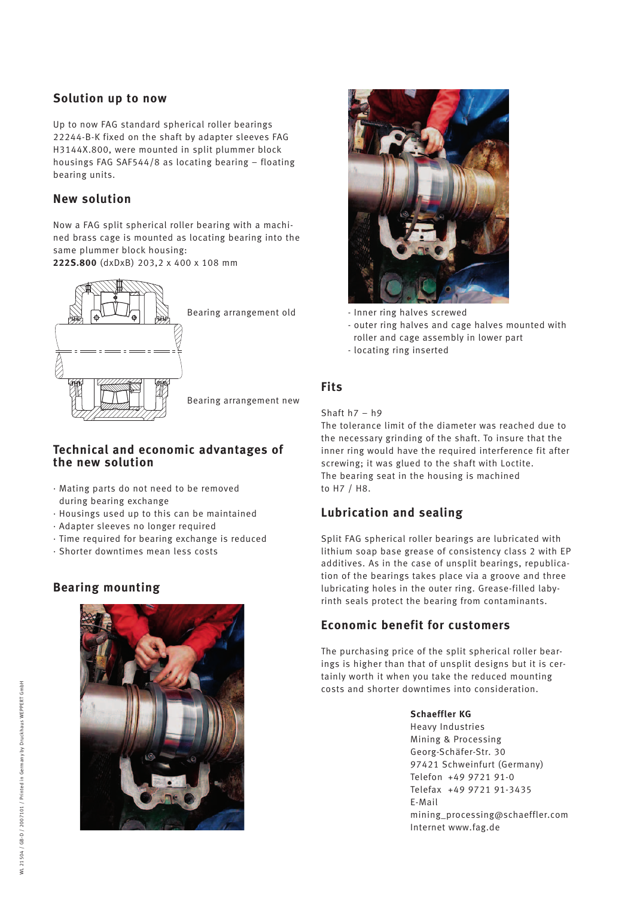## Solution up to now

Up to now FAG standard spherical roller bearings 22244-B-K fixed on the shaft by adapter sleeves FAG H3144X.800, were mounted in split plummer block housings FAG SAF544/8 as locating bearing – floating bearing units.

## New solution

Now a FAG split spherical roller bearing with a machined brass cage is mounted as locating bearing into the same plummer block housing:
**222S.800** (dxDxB) 203,2 x 400 x 108 mm

Bearing arrangement old

Bearing arrangement new

## Technical and economic advantages of the new solution

- Mating parts do not need to be removed during bearing exchange
- Housings used up to this can be maintained
- Adapter sleeves no longer required
- Time required for bearing exchange is reduced
- Shorter downtimes mean less costs

## Bearing mounting

- Inner ring halves screwed
- outer ring halves and cage halves mounted with roller and cage assembly in lower part
- locating ring inserted

## Fits

Shaft h7 – h9
The tolerance limit of the diameter was reached due to the necessary grinding of the shaft. To insure that the inner ring would have the required interference fit after screwing; it was glued to the shaft with Loctite.
The bearing seat in the housing is machined to H7 / H8.

## Lubrication and sealing

Split FAG spherical roller bearings are lubricated with lithium soap base grease of consistency class 2 with EP additives. As in the case of unsplit bearings, republication of the bearings takes place via a groove and three lubricating holes in the outer ring. Grease-filled labyrinth seals protect the bearing from contaminants.

## Economic benefit for customers

The purchasing price of the split spherical roller bearings is higher than that of unsplit designs but it is certainly worth it when you take the reduced mounting costs and shorter downtimes into consideration.

**Schaeffler KG**
Heavy Industries
Mining & Processing
Georg-Schäfer-Str. 30
97421 Schweinfurt (Germany)
Telefon +49 9721 91-0
Telefax +49 9721 91-3435
E-Mail
mining_processing@schaeffler.com
Internet www.fag.de

WL 21 504 / GB-D / 2007101 / Printed in Germany by Druckhaus WEPPERT GmbH